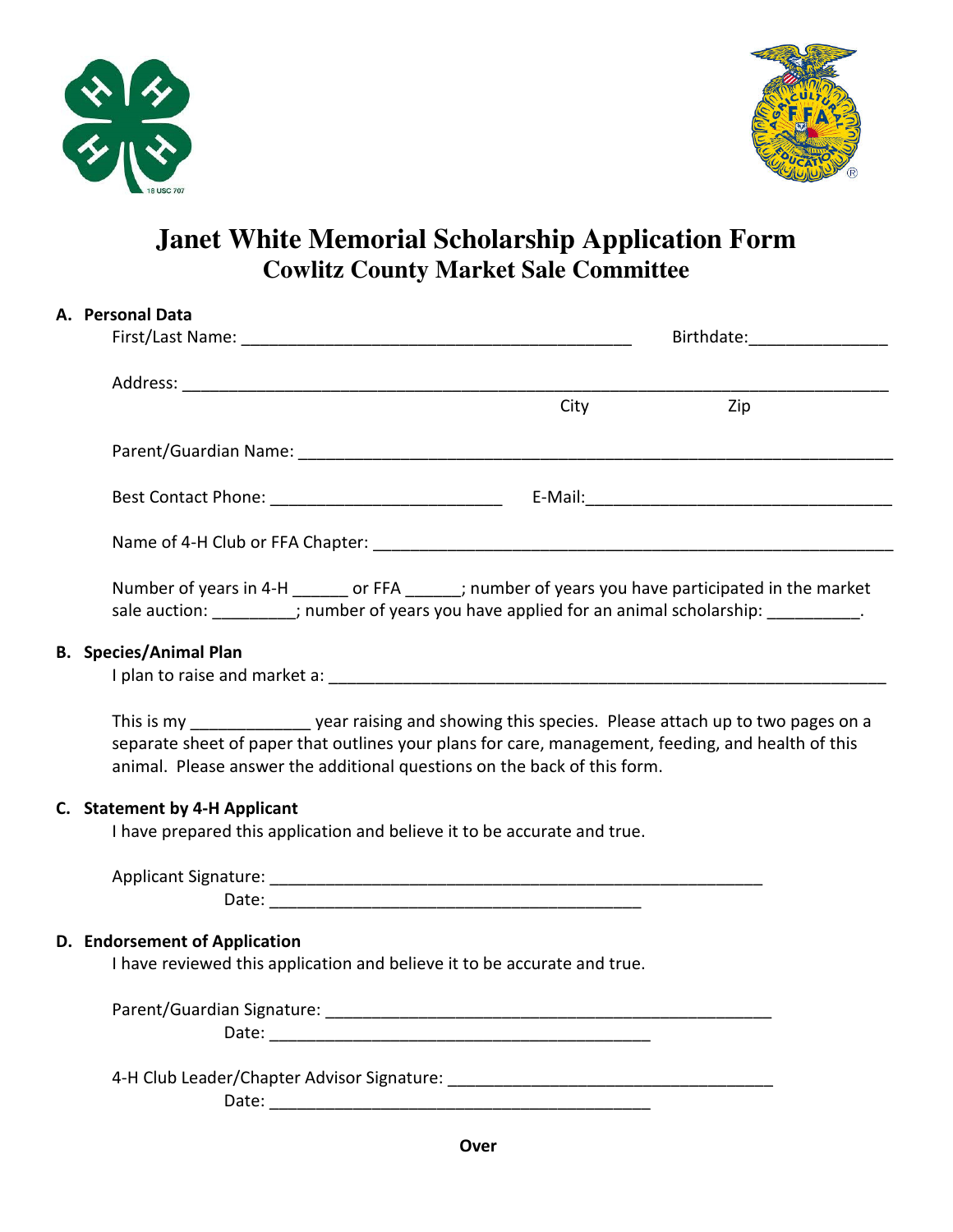# Janet White Memorial Scholarship Application Form

## Cowlitz County Market Sale Committee

**A. Personal Data**

First/Last Name: ___________________________________________ Birthdate:_______________

Address: ______________________________________________________________________________

City Zip

Parent/Guardian Name: _________________________________________________________________

Best Contact Phone: __________________________ E-Mail:__________________________________

Name of 4-H Club or FFA Chapter: _______________________________________________________

Number of years in 4-H ______ or FFA ______; number of years you have participated in the market sale auction: _________; number of years you have applied for an animal scholarship: __________.

**B. Species/Animal Plan**

I plan to raise and market a: ____________________________________________________________

This is my _____________ year raising and showing this species. Please attach up to two pages on a separate sheet of paper that outlines your plans for care, management, feeding, and health of this animal. Please answer the additional questions on the back of this form.

**C. Statement by 4-H Applicant**

I have prepared this application and believe it to be accurate and true.

Applicant Signature: _______________________________________________________

Date: ________________________________________

**D. Endorsement of Application**

I have reviewed this application and believe it to be accurate and true.

Parent/Guardian Signature: __________________________________________________

Date: __________________________________________

4-H Club Leader/Chapter Advisor Signature: ___________________________________

Date: __________________________________________

**Over**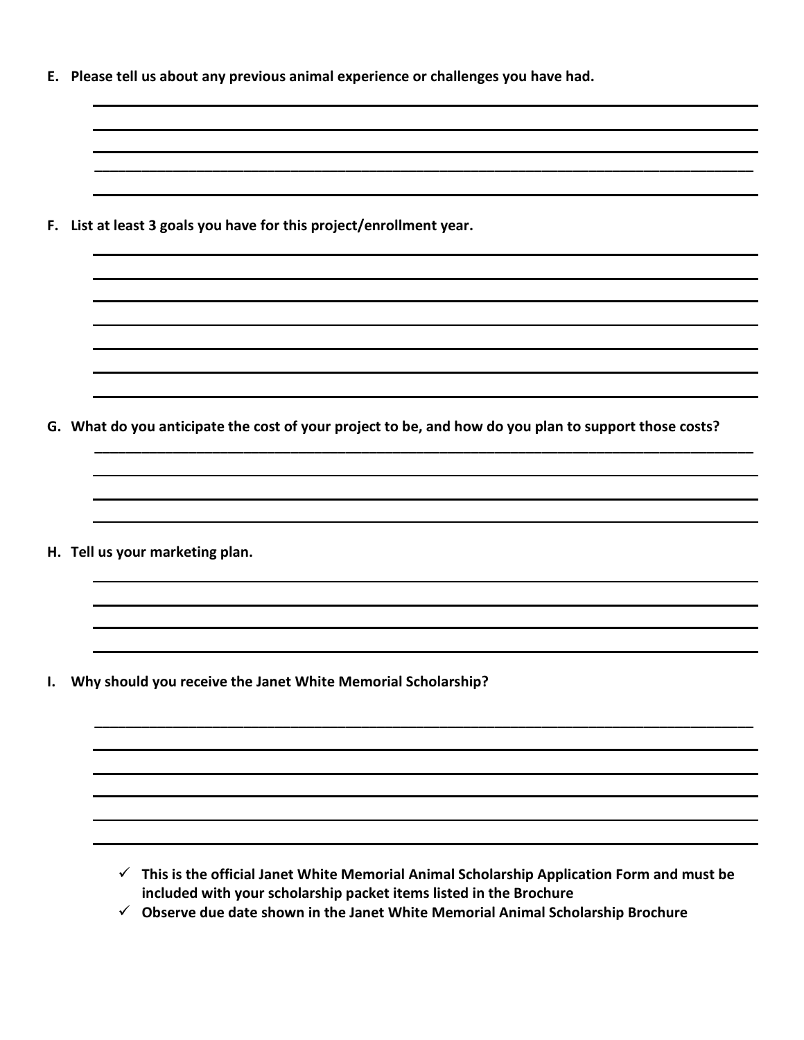E. **Please tell us about any previous animal experience or challenges you have had.**

F. **List at least 3 goals you have for this project/enrollment year.**

G. **What do you anticipate the cost of your project to be, and how do you plan to support those costs?**

H. **Tell us your marketing plan.**

I. **Why should you receive the Janet White Memorial Scholarship?**

- ✓ **This is the official Janet White Memorial Animal Scholarship Application Form and must be included with your scholarship packet items listed in the Brochure**
- ✓ **Observe due date shown in the Janet White Memorial Animal Scholarship Brochure**